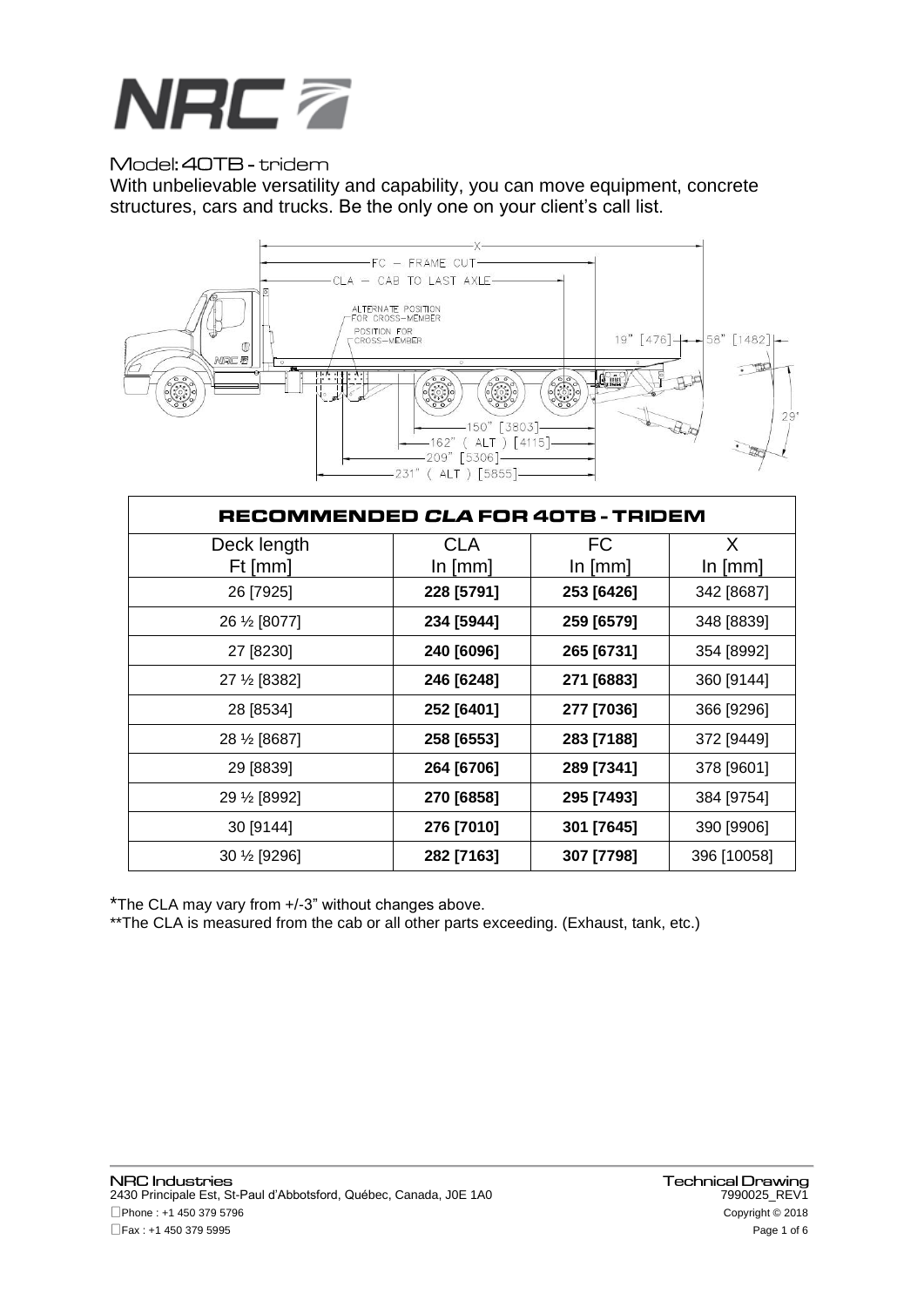# NRC

Model: 40TB - tridem

With unbelievable versatility and capability, you can move equipment, concrete structures, cars and trucks. Be the only one on your client's call list.

| RECOMMENDED *CLA* FOR 40TB - TRIDEM | | | |
|---|---|---|---|
| Deck length Ft [mm] | CLA In [mm] | FC In [mm] | X In [mm] |
| 26 [7925] | **228 [5791]** | **253 [6426]** | 342 [8687] |
| 26 ½ [8077] | **234 [5944]** | **259 [6579]** | 348 [8839] |
| 27 [8230] | **240 [6096]** | **265 [6731]** | 354 [8992] |
| 27 ½ [8382] | **246 [6248]** | **271 [6883]** | 360 [9144] |
| 28 [8534] | **252 [6401]** | **277 [7036]** | 366 [9296] |
| 28 ½ [8687] | **258 [6553]** | **283 [7188]** | 372 [9449] |
| 29 [8839] | **264 [6706]** | **289 [7341]** | 378 [9601] |
| 29 ½ [8992] | **270 [6858]** | **295 [7493]** | 384 [9754] |
| 30 [9144] | **276 [7010]** | **301 [7645]** | 390 [9906] |
| 30 ½ [9296] | **282 [7163]** | **307 [7798]** | 396 [10058] |

*The CLA may vary from +/-3" without changes above.

**The CLA is measured from the cab or all other parts exceeding. (Exhaust, tank, etc.)

NRC Industries
2430 Principale Est, St-Paul d'Abbotsford, Québec, Canada, J0E 1A0
Phone : +1 450 379 5796
Fax : +1 450 379 5995

Technical Drawing
7990025_REV1
Copyright © 2018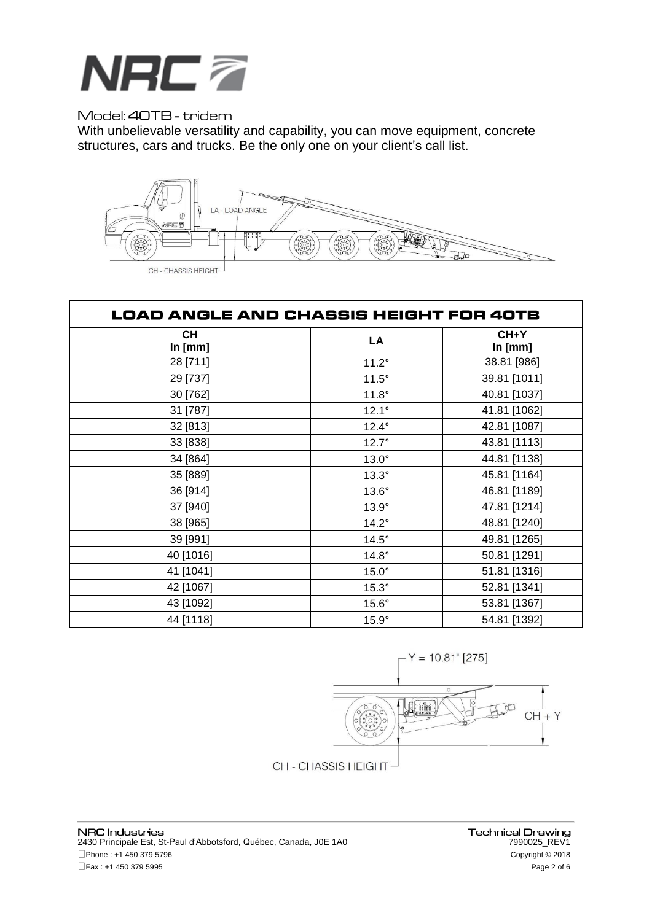Model: 40TB - tridem

With unbelievable versatility and capability, you can move equipment, concrete structures, cars and trucks. Be the only one on your client's call list.

LA - LOAD ANGLE

CH - CHASSIS HEIGHT

## LOAD ANGLE AND CHASSIS HEIGHT FOR 40TB

| CH In [mm] | LA | CH+Y In [mm] |
|---|---|---|
| 28 [711] | 11.2° | 38.81 [986] |
| 29 [737] | 11.5° | 39.81 [1011] |
| 30 [762] | 11.8° | 40.81 [1037] |
| 31 [787] | 12.1° | 41.81 [1062] |
| 32 [813] | 12.4° | 42.81 [1087] |
| 33 [838] | 12.7° | 43.81 [1113] |
| 34 [864] | 13.0° | 44.81 [1138] |
| 35 [889] | 13.3° | 45.81 [1164] |
| 36 [914] | 13.6° | 46.81 [1189] |
| 37 [940] | 13.9° | 47.81 [1214] |
| 38 [965] | 14.2° | 48.81 [1240] |
| 39 [991] | 14.5° | 49.81 [1265] |
| 40 [1016] | 14.8° | 50.81 [1291] |
| 41 [1041] | 15.0° | 51.81 [1316] |
| 42 [1067] | 15.3° | 52.81 [1341] |
| 43 [1092] | 15.6° | 53.81 [1367] |
| 44 [1118] | 15.9° | 54.81 [1392] |

Y = 10.81" [275]

CH + Y

CH - CHASSIS HEIGHT

NRC Industries
2430 Principale Est, St-Paul d'Abbotsford, Québec, Canada, J0E 1A0
Phone : +1 450 379 5796
Fax : +1 450 379 5995

Technical Drawing
7990025_REV1
Copyright © 2018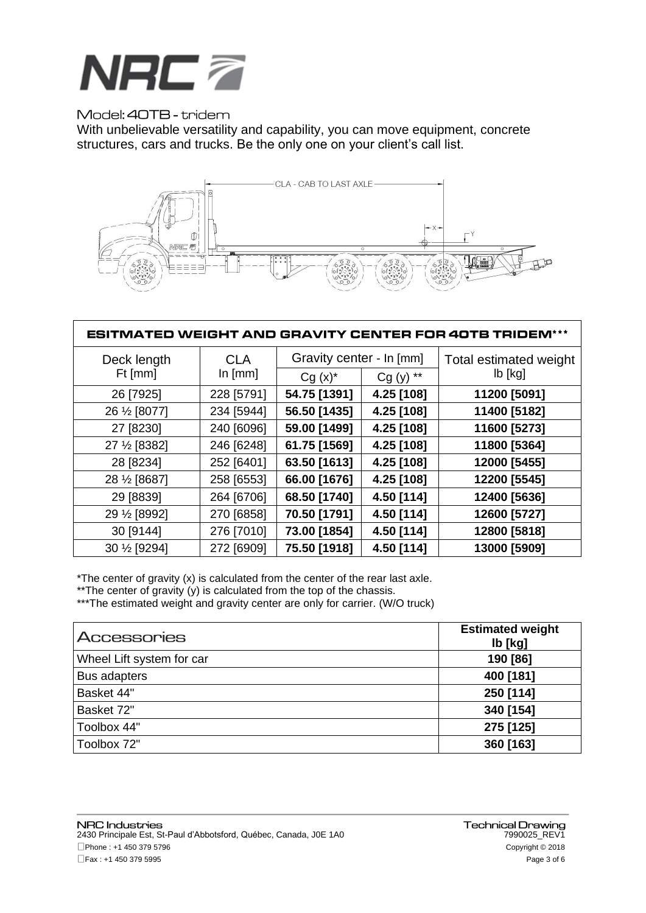# NRC

Model: 40TB - tridem

With unbelievable versatility and capability, you can move equipment, concrete structures, cars and trucks. Be the only one on your client's call list.

CLA - CAB TO LAST AXLE

X

Y

| ESITMATED WEIGHT AND GRAVITY CENTER FOR 40TB TRIDEM*** | | | | |
|---|---|---|---|---|
| Deck length Ft [mm] | CLA In [mm] | Gravity center - In [mm] | | Total estimated weight lb [kg] |
| | | Cg (x)* | Cg (y) ** | |
| 26 [7925] | 228 [5791] | **54.75 [1391]** | **4.25 [108]** | **11200 [5091]** |
| 26 ½ [8077] | 234 [5944] | **56.50 [1435]** | **4.25 [108]** | **11400 [5182]** |
| 27 [8230] | 240 [6096] | **59.00 [1499]** | **4.25 [108]** | **11600 [5273]** |
| 27 ½ [8382] | 246 [6248] | **61.75 [1569]** | **4.25 [108]** | **11800 [5364]** |
| 28 [8234] | 252 [6401] | **63.50 [1613]** | **4.25 [108]** | **12000 [5455]** |
| 28 ½ [8687] | 258 [6553] | **66.00 [1676]** | **4.25 [108]** | **12200 [5545]** |
| 29 [8839] | 264 [6706] | **68.50 [1740]** | **4.50 [114]** | **12400 [5636]** |
| 29 ½ [8992] | 270 [6858] | **70.50 [1791]** | **4.50 [114]** | **12600 [5727]** |
| 30 [9144] | 276 [7010] | **73.00 [1854]** | **4.50 [114]** | **12800 [5818]** |
| 30 ½ [9294] | 272 [6909] | **75.50 [1918]** | **4.50 [114]** | **13000 [5909]** |

*The center of gravity (x) is calculated from the center of the rear last axle.

**The center of gravity (y) is calculated from the top of the chassis.

***The estimated weight and gravity center are only for carrier. (W/O truck)

| Accessories | Estimated weight lb [kg] |
|---|---|
| Wheel Lift system for car | **190 [86]** |
| Bus adapters | **400 [181]** |
| Basket 44" | **250 [114]** |
| Basket 72" | **340 [154]** |
| Toolbox 44" | **275 [125]** |
| Toolbox 72" | **360 [163]** |

NRC Industries
2430 Principale Est, St-Paul d'Abbotsford, Québec, Canada, J0E 1A0
Phone : +1 450 379 5796
Fax : +1 450 379 5995

Technical Drawing
7990025_REV1
Copyright © 2018